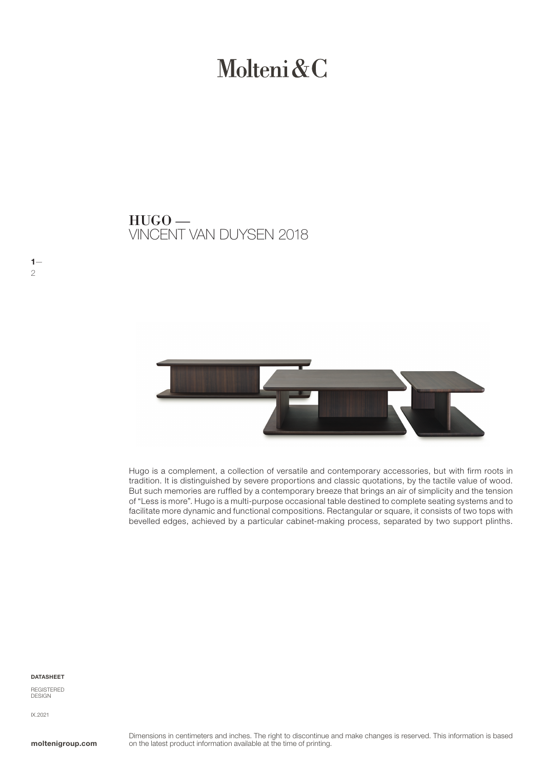# Molteni&C

## HUGO —
VINCENT VAN DUYSEN 2018

Hugo is a complement, a collection of versatile and contemporary accessories, but with firm roots in tradition. It is distinguished by severe proportions and classic quotations, by the tactile value of wood. But such memories are ruffled by a contemporary breeze that brings an air of simplicity and the tension of "Less is more". Hugo is a multi-purpose occasional table destined to complete seating systems and to facilitate more dynamic and functional compositions. Rectangular or square, it consists of two tops with bevelled edges, achieved by a particular cabinet-making process, separated by two support plinths.

**DATASHEET**

REGISTERED DESIGN

IX.2021

**moltenigroup.com**

Dimensions in centimeters and inches. The right to discontinue and make changes is reserved. This information is based on the latest product information available at the time of printing.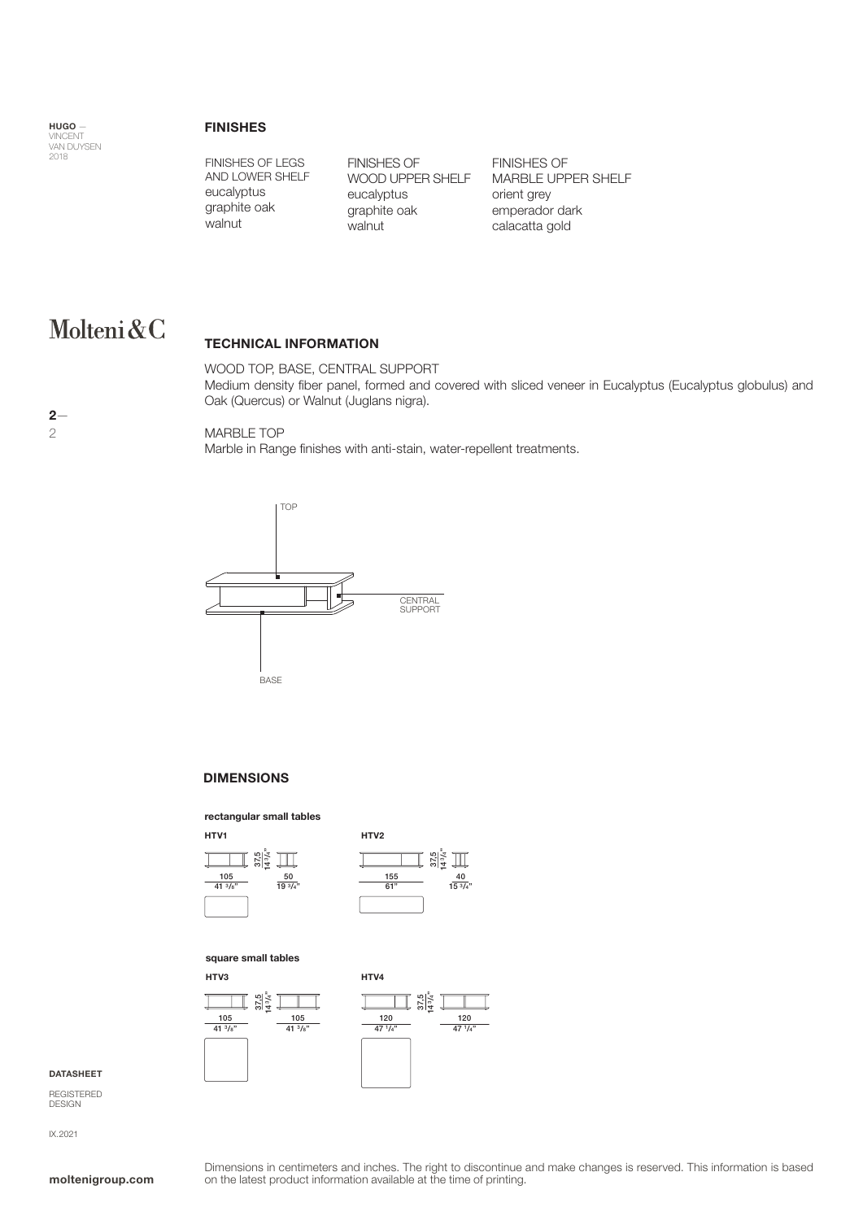HUGO — VINCENT VAN DUYSEN 2018

## FINISHES

| FINISHES OF LEGS AND LOWER SHELF | FINISHES OF WOOD UPPER SHELF | FINISHES OF MARBLE UPPER SHELF |
|---|---|---|
| eucalyptus | eucalyptus | orient grey |
| graphite oak | graphite oak | emperador dark |
| walnut | walnut | calacatta gold |

Molteni&C

## TECHNICAL INFORMATION

WOOD TOP, BASE, CENTRAL SUPPORT
Medium density fiber panel, formed and covered with sliced veneer in Eucalyptus (Eucalyptus globulus) and Oak (Quercus) or Walnut (Juglans nigra).

MARBLE TOP
Marble in Range finishes with anti-stain, water-repellent treatments.

TOP
CENTRAL SUPPORT
BASE

## DIMENSIONS

**rectangular small tables**

**HTV1**
105
41 3/8"
37.5
14 3/4"
50
19 3/4"

**HTV2**
155
61"
37.5
14 3/4"
40
15 3/4"

**square small tables**

**HTV3**
105
41 3/8"
37.5
14 3/4"
105
41 3/8"

**HTV4**
120
47 1/4"
37.5
14 3/4"
120
47 1/4"

DATASHEET

REGISTERED DESIGN

IX.2021

moltenigroup.com

Dimensions in centimeters and inches. The right to discontinue and make changes is reserved. This information is based on the latest product information available at the time of printing.